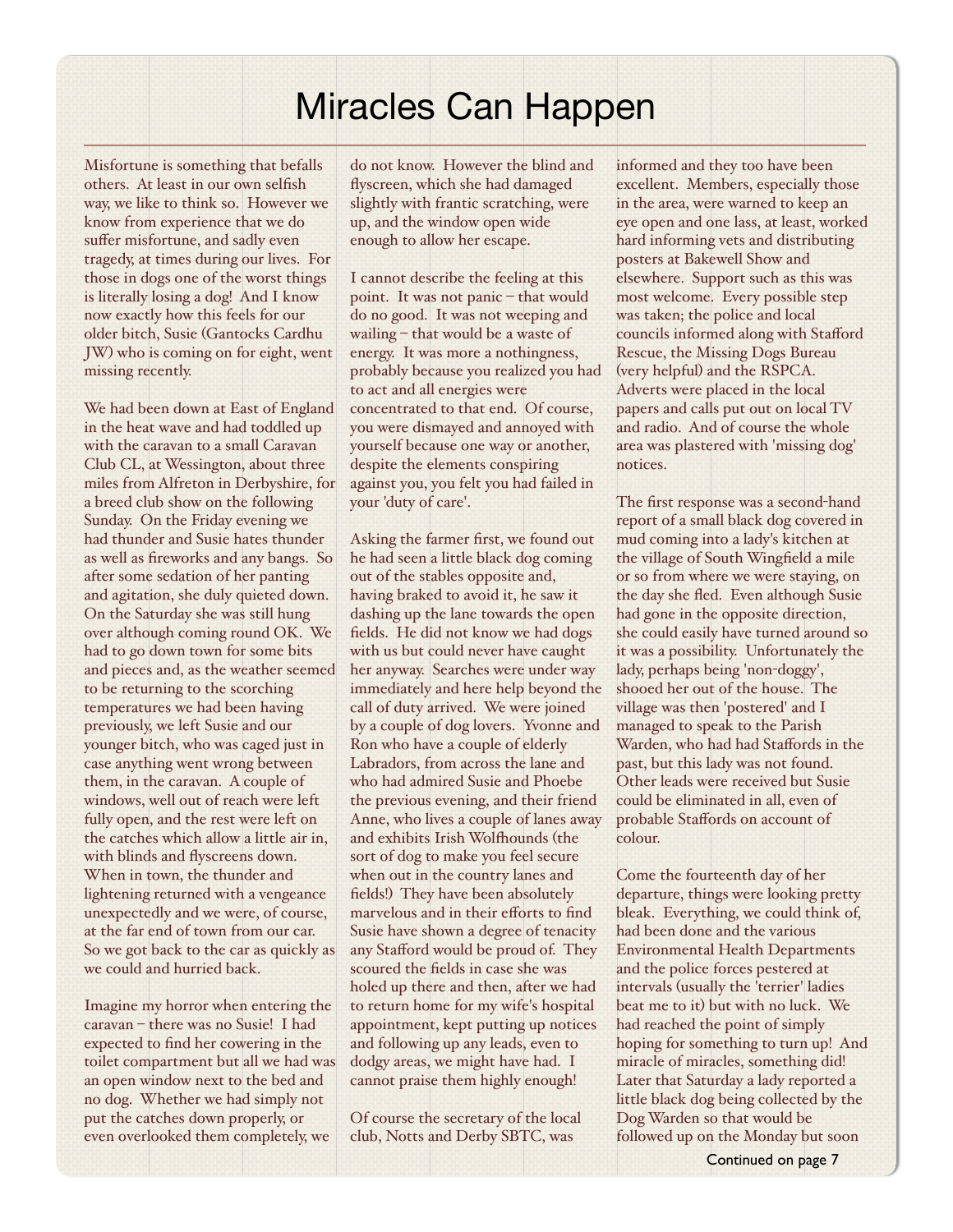# Miracles Can Happen

Misfortune is something that befalls others. At least in our own selfish way, we like to think so. However we know from experience that we do suffer misfortune, and sadly even tragedy, at times during our lives. For those in dogs one of the worst things is literally losing a dog! And I know now exactly how this feels for our older bitch, Susie (Gantocks Cardhu JW) who is coming on for eight, went missing recently.

We had been down at East of England in the heat wave and had toddled up with the caravan to a small Caravan Club CL, at Wessington, about three miles from Alfreton in Derbyshire, for a breed club show on the following Sunday. On the Friday evening we had thunder and Susie hates thunder as well as fireworks and any bangs. So after some sedation of her panting and agitation, she duly quieted down. On the Saturday she was still hung over although coming round OK. We had to go down town for some bits and pieces and, as the weather seemed to be returning to the scorching temperatures we had been having previously, we left Susie and our younger bitch, who was caged just in case anything went wrong between them, in the caravan. A couple of windows, well out of reach were left fully open, and the rest were left on the catches which allow a little air in, with blinds and flyscreens down. When in town, the thunder and lightening returned with a vengeance unexpectedly and we were, of course, at the far end of town from our car. So we got back to the car as quickly as we could and hurried back.

Imagine my horror when entering the caravan – there was no Susie! I had expected to find her cowering in the toilet compartment but all we had was an open window next to the bed and no dog. Whether we had simply not put the catches down properly, or even overlooked them completely, we do not know. However the blind and flyscreen, which she had damaged slightly with frantic scratching, were up, and the window open wide enough to allow her escape.

I cannot describe the feeling at this point. It was not panic – that would do no good. It was not weeping and wailing – that would be a waste of energy. It was more a nothingness, probably because you realized you had to act and all energies were concentrated to that end. Of course, you were dismayed and annoyed with yourself because one way or another, despite the elements conspiring against you, you felt you had failed in your 'duty of care'.

Asking the farmer first, we found out he had seen a little black dog coming out of the stables opposite and, having braked to avoid it, he saw it dashing up the lane towards the open fields. He did not know we had dogs with us but could never have caught her anyway. Searches were under way immediately and here help beyond the call of duty arrived. We were joined by a couple of dog lovers. Yvonne and Ron who have a couple of elderly Labradors, from across the lane and who had admired Susie and Phoebe the previous evening, and their friend Anne, who lives a couple of lanes away and exhibits Irish Wolfhounds (the sort of dog to make you feel secure when out in the country lanes and fields!) They have been absolutely marvelous and in their efforts to find Susie have shown a degree of tenacity any Stafford would be proud of. They scoured the fields in case she was holed up there and then, after we had to return home for my wife's hospital appointment, kept putting up notices and following up any leads, even to dodgy areas, we might have had. I cannot praise them highly enough!

Of course the secretary of the local club, Notts and Derby SBTC, was informed and they too have been excellent. Members, especially those in the area, were warned to keep an eye open and one lass, at least, worked hard informing vets and distributing posters at Bakewell Show and elsewhere. Support such as this was most welcome. Every possible step was taken; the police and local councils informed along with Stafford Rescue, the Missing Dogs Bureau (very helpful) and the RSPCA. Adverts were placed in the local papers and calls put out on local TV and radio. And of course the whole area was plastered with 'missing dog' notices.

The first response was a second-hand report of a small black dog covered in mud coming into a lady's kitchen at the village of South Wingfield a mile or so from where we were staying, on the day she fled. Even although Susie had gone in the opposite direction, she could easily have turned around so it was a possibility. Unfortunately the lady, perhaps being 'non-doggy', shooed her out of the house. The village was then 'postered' and I managed to speak to the Parish Warden, who had had Staffords in the past, but this lady was not found. Other leads were received but Susie could be eliminated in all, even of probable Staffords on account of colour.

Come the fourteenth day of her departure, things were looking pretty bleak. Everything, we could think of, had been done and the various Environmental Health Departments and the police forces pestered at intervals (usually the 'terrier' ladies beat me to it) but with no luck. We had reached the point of simply hoping for something to turn up! And miracle of miracles, something did! Later that Saturday a lady reported a little black dog being collected by the Dog Warden so that would be followed up on the Monday but soon

Continued on page 7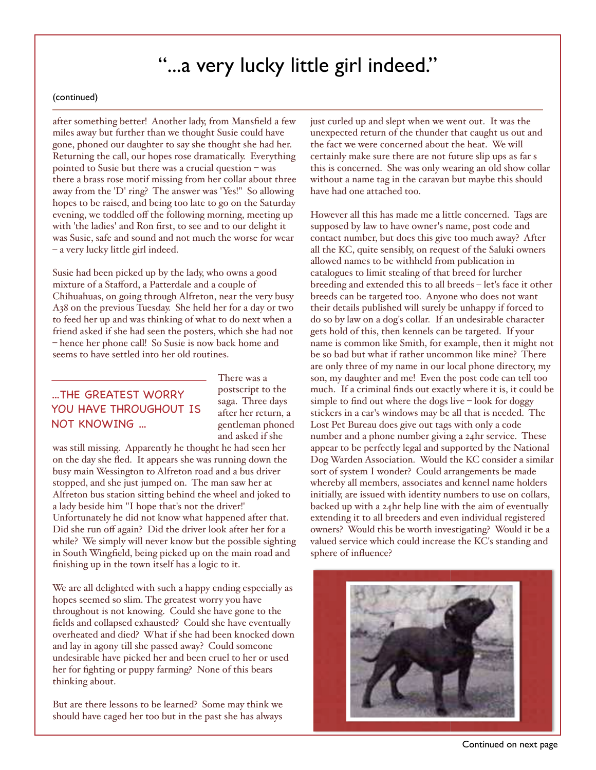# "...a very lucky little girl indeed."

(continued)

after something better! Another lady, from Mansfield a few miles away but further than we thought Susie could have gone, phoned our daughter to say she thought she had her. Returning the call, our hopes rose dramatically. Everything pointed to Susie but there was a crucial question – was there a brass rose motif missing from her collar about three away from the 'D' ring? The answer was 'Yes!" So allowing hopes to be raised, and being too late to go on the Saturday evening, we toddled off the following morning, meeting up with 'the ladies' and Ron first, to see and to our delight it was Susie, safe and sound and not much the worse for wear – a very lucky little girl indeed.

Susie had been picked up by the lady, who owns a good mixture of a Stafford, a Patterdale and a couple of Chihuahuas, on going through Alfreton, near the very busy A38 on the previous Tuesday. She held her for a day or two to feed her up and was thinking of what to do next when a friend asked if she had seen the posters, which she had not – hence her phone call! So Susie is now back home and seems to have settled into her old routines.

> ...THE GREATEST WORRY YOU HAVE THROUGHOUT IS NOT KNOWING ...

There was a postscript to the saga. Three days after her return, a gentleman phoned and asked if she was still missing. Apparently he thought he had seen her on the day she fled. It appears she was running down the busy main Wessington to Alfreton road and a bus driver stopped, and she just jumped on. The man saw her at Alfreton bus station sitting behind the wheel and joked to a lady beside him "I hope that's not the driver!' Unfortunately he did not know what happened after that. Did she run off again? Did the driver look after her for a while? We simply will never know but the possible sighting in South Wingfield, being picked up on the main road and finishing up in the town itself has a logic to it.

We are all delighted with such a happy ending especially as hopes seemed so slim. The greatest worry you have throughout is not knowing. Could she have gone to the fields and collapsed exhausted? Could she have eventually overheated and died? What if she had been knocked down and lay in agony till she passed away? Could someone undesirable have picked her and been cruel to her or used her for fighting or puppy farming? None of this bears thinking about.

But are there lessons to be learned? Some may think we should have caged her too but in the past she has always just curled up and slept when we went out. It was the unexpected return of the thunder that caught us out and the fact we were concerned about the heat. We will certainly make sure there are not future slip ups as far s this is concerned. She was only wearing an old show collar without a name tag in the caravan but maybe this should have had one attached too.

However all this has made me a little concerned. Tags are supposed by law to have owner's name, post code and contact number, but does this give too much away? After all the KC, quite sensibly, on request of the Saluki owners allowed names to be withheld from publication in catalogues to limit stealing of that breed for lurcher breeding and extended this to all breeds – let's face it other breeds can be targeted too. Anyone who does not want their details published will surely be unhappy if forced to do so by law on a dog's collar. If an undesirable character gets hold of this, then kennels can be targeted. If your name is common like Smith, for example, then it might not be so bad but what if rather uncommon like mine? There are only three of my name in our local phone directory, my son, my daughter and me! Even the post code can tell too much. If a criminal finds out exactly where it is, it could be simple to find out where the dogs live – look for doggy stickers in a car's windows may be all that is needed. The Lost Pet Bureau does give out tags with only a code number and a phone number giving a 24hr service. These appear to be perfectly legal and supported by the National Dog Warden Association. Would the KC consider a similar sort of system I wonder? Could arrangements be made whereby all members, associates and kennel name holders initially, are issued with identity numbers to use on collars, backed up with a 24hr help line with the aim of eventually extending it to all breeders and even individual registered owners? Would this be worth investigating? Would it be a valued service which could increase the KC's standing and sphere of influence?

Continued on next page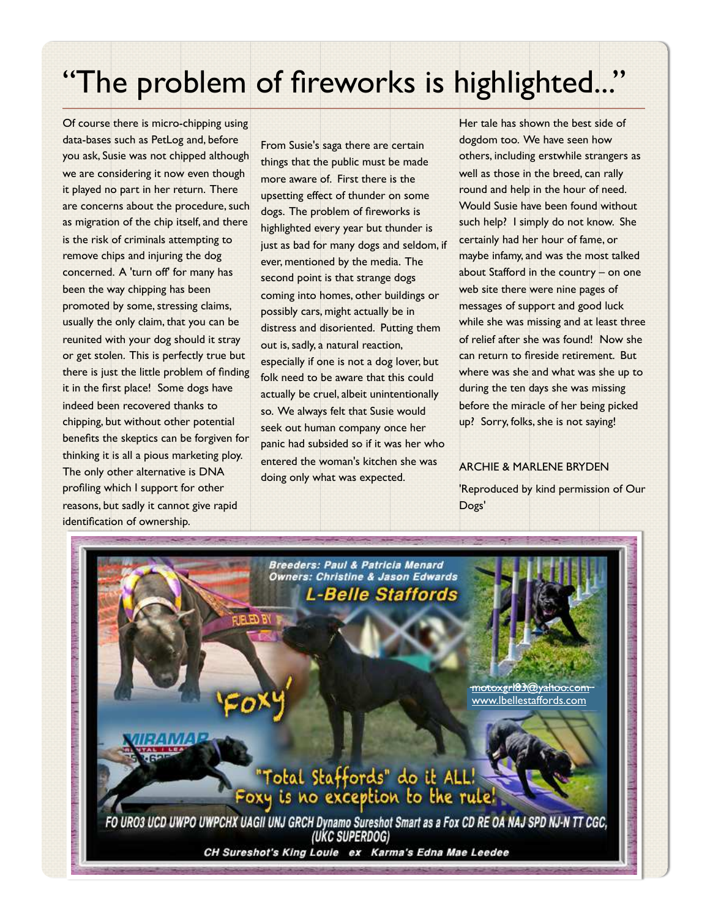# "The problem of fireworks is highlighted..."

Of course there is micro-chipping using data-bases such as PetLog and, before you ask, Susie was not chipped although we are considering it now even though it played no part in her return. There are concerns about the procedure, such as migration of the chip itself, and there is the risk of criminals attempting to remove chips and injuring the dog concerned. A 'turn off' for many has been the way chipping has been promoted by some, stressing claims, usually the only claim, that you can be reunited with your dog should it stray or get stolen. This is perfectly true but there is just the little problem of finding it in the first place! Some dogs have indeed been recovered thanks to chipping, but without other potential benefits the skeptics can be forgiven for thinking it is all a pious marketing ploy. The only other alternative is DNA profiling which I support for other reasons, but sadly it cannot give rapid identification of ownership.

From Susie's saga there are certain things that the public must be made more aware of. First there is the upsetting effect of thunder on some dogs. The problem of fireworks is highlighted every year but thunder is just as bad for many dogs and seldom, if ever, mentioned by the media. The second point is that strange dogs coming into homes, other buildings or possibly cars, might actually be in distress and disoriented. Putting them out is, sadly, a natural reaction, especially if one is not a dog lover, but folk need to be aware that this could actually be cruel, albeit unintentionally so. We always felt that Susie would seek out human company once her panic had subsided so if it was her who entered the woman's kitchen she was doing only what was expected.

Her tale has shown the best side of dogdom too. We have seen how others, including erstwhile strangers as well as those in the breed, can rally round and help in the hour of need. Would Susie have been found without such help? I simply do not know. She certainly had her hour of fame, or maybe infamy, and was the most talked about Stafford in the country – on one web site there were nine pages of messages of support and good luck while she was missing and at least three of relief after she was found! Now she can return to fireside retirement. But where was she and what was she up to during the ten days she was missing before the miracle of her being picked up? Sorry, folks, she is not saying!

ARCHIE & MARLENE BRYDEN

'Reproduced by kind permission of Our Dogs'

Breeders: Paul & Patricia Menard
Owners: Christine & Jason Edwards
L-Belle Staffords

'Foxy'

motoxgrl83@yahoo.com
www.lbellestaffords.com

"Total Staffords" do it ALL!
Foxy is no exception to the rule!

FO URO3 UCD UWPO UWPCHX UAGII UNJ GRCH Dynamo Sureshot Smart as a Fox CD RE OA NAJ SPD NJ-N TT CGC, (UKC SUPERDOG)

CH Sureshot's King Louie ex Karma's Edna Mae Leedee